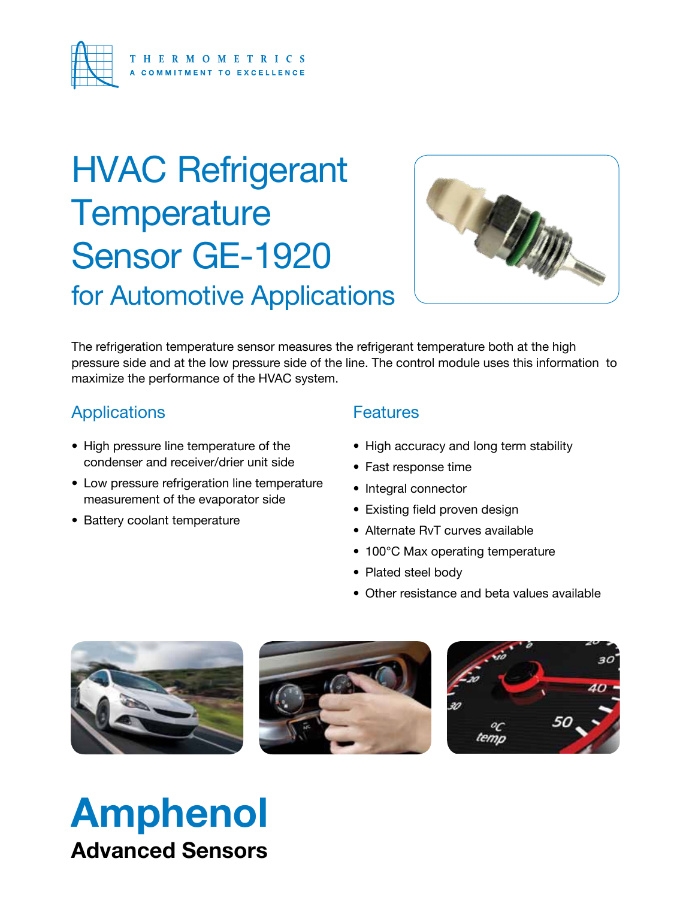THERMOMETRICS
A COMMITMENT TO EXCELLENCE

# HVAC Refrigerant Temperature Sensor GE-1920

## for Automotive Applications

The refrigeration temperature sensor measures the refrigerant temperature both at the high pressure side and at the low pressure side of the line. The control module uses this information to maximize the performance of the HVAC system.

## Applications

- High pressure line temperature of the condenser and receiver/drier unit side
- Low pressure refrigeration line temperature measurement of the evaporator side
- Battery coolant temperature

## Features

- High accuracy and long term stability
- Fast response time
- Integral connector
- Existing field proven design
- Alternate RvT curves available
- 100°C Max operating temperature
- Plated steel body
- Other resistance and beta values available

**Amphenol**
**Advanced Sensors**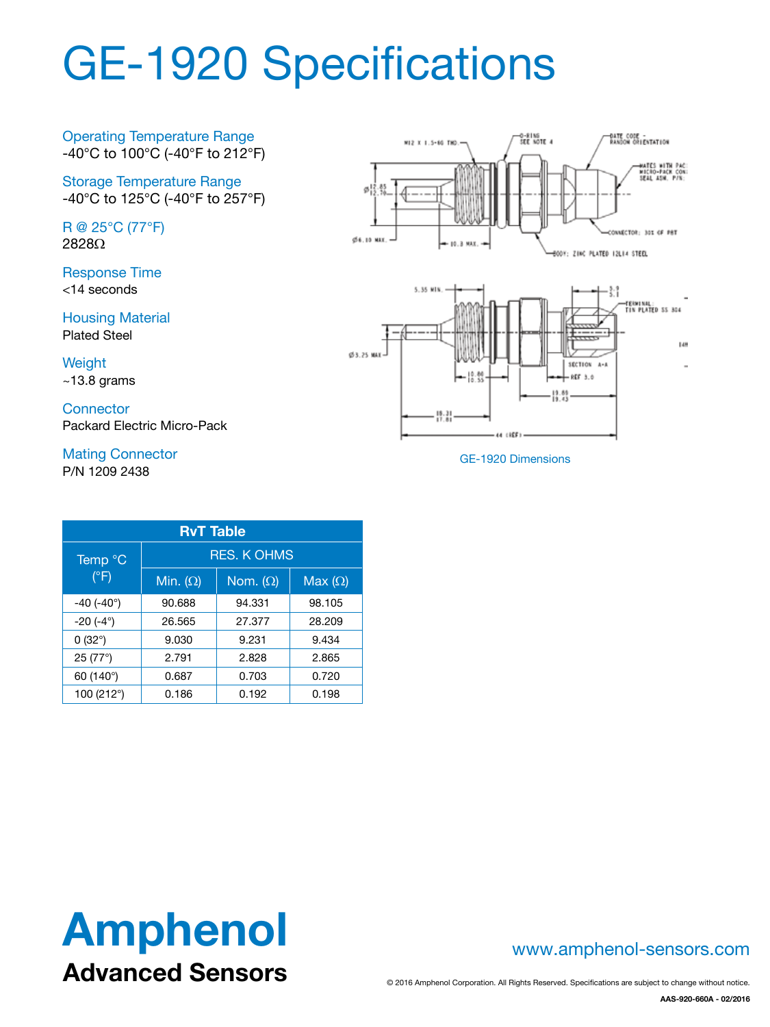# GE-1920 Specifications

**Operating Temperature Range**
-40°C to 100°C (-40°F to 212°F)

**Storage Temperature Range**
-40°C to 125°C (-40°F to 257°F)

**R @ 25°C (77°F)**
2828Ω

**Response Time**
<14 seconds

**Housing Material**
Plated Steel

**Weight**
~13.8 grams

**Connector**
Packard Electric Micro-Pack

**Mating Connector**
P/N 1209 2438

M12 X 1.5-6G THD.
O-RING SEE NOTE 4
DATE CODE - RANDOM ORIENTATION
MATES WITH PAC MICRO-PACK CON SEAL ASM. P/N:
Ø12.85 12.70
Ø6.10 MAX.
10.3 MAX.
CONNECTOR: 30% GF PBT
BODY: ZINC PLATED 12L14 STEEL
5.35 MIN.
5.9 5.1
TERMINAL: TIN PLATED SS 304
Ø3.25 MAX
SECTION A-A
10.80 10.55
REF 3.0
19.89 19.43
18.31 17.81
44 (REF)

GE-1920 Dimensions

| RvT Table | | | |
|---|---|---|---|
| Temp °C (°F) | RES. K OHMS | | |
| | Min. (Ω) | Nom. (Ω) | Max (Ω) |
| -40 (-40°) | 90.688 | 94.331 | 98.105 |
| -20 (-4°) | 26.565 | 27.377 | 28.209 |
| 0 (32°) | 9.030 | 9.231 | 9.434 |
| 25 (77°) | 2.791 | 2.828 | 2.865 |
| 60 (140°) | 0.687 | 0.703 | 0.720 |
| 100 (212°) | 0.186 | 0.192 | 0.198 |

**Amphenol**
**Advanced Sensors**

www.amphenol-sensors.com

© 2016 Amphenol Corporation. All Rights Reserved. Specifications are subject to change without notice.

AAS-920-660A - 02/2016